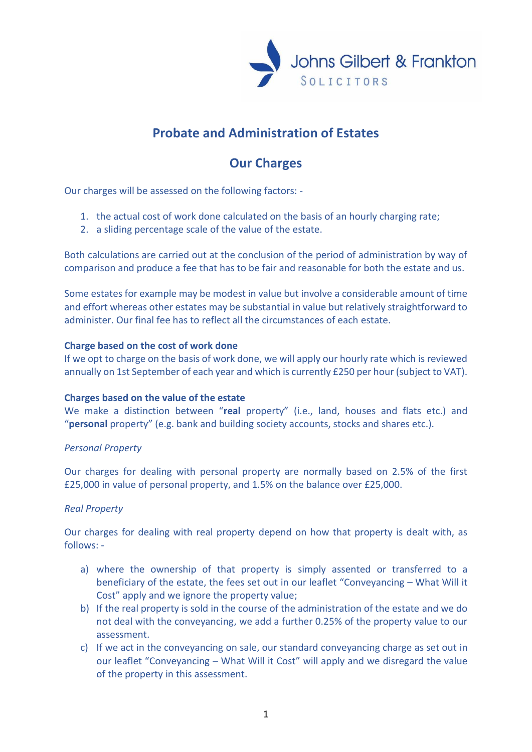Johns Gilbert & Frankton
SOLICITORS

# Probate and Administration of Estates

## Our Charges

Our charges will be assessed on the following factors: -

1. the actual cost of work done calculated on the basis of an hourly charging rate;
2. a sliding percentage scale of the value of the estate.

Both calculations are carried out at the conclusion of the period of administration by way of comparison and produce a fee that has to be fair and reasonable for both the estate and us.

Some estates for example may be modest in value but involve a considerable amount of time and effort whereas other estates may be substantial in value but relatively straightforward to administer. Our final fee has to reflect all the circumstances of each estate.

**Charge based on the cost of work done**

If we opt to charge on the basis of work done, we will apply our hourly rate which is reviewed annually on 1st September of each year and which is currently £250 per hour (subject to VAT).

**Charges based on the value of the estate**

We make a distinction between "**real** property" (i.e., land, houses and flats etc.) and "**personal** property" (e.g. bank and building society accounts, stocks and shares etc.).

*Personal Property*

Our charges for dealing with personal property are normally based on 2.5% of the first £25,000 in value of personal property, and 1.5% on the balance over £25,000.

*Real Property*

Our charges for dealing with real property depend on how that property is dealt with, as follows: -

a) where the ownership of that property is simply assented or transferred to a beneficiary of the estate, the fees set out in our leaflet "Conveyancing – What Will it Cost" apply and we ignore the property value;
b) If the real property is sold in the course of the administration of the estate and we do not deal with the conveyancing, we add a further 0.25% of the property value to our assessment.
c) If we act in the conveyancing on sale, our standard conveyancing charge as set out in our leaflet "Conveyancing – What Will it Cost" will apply and we disregard the value of the property in this assessment.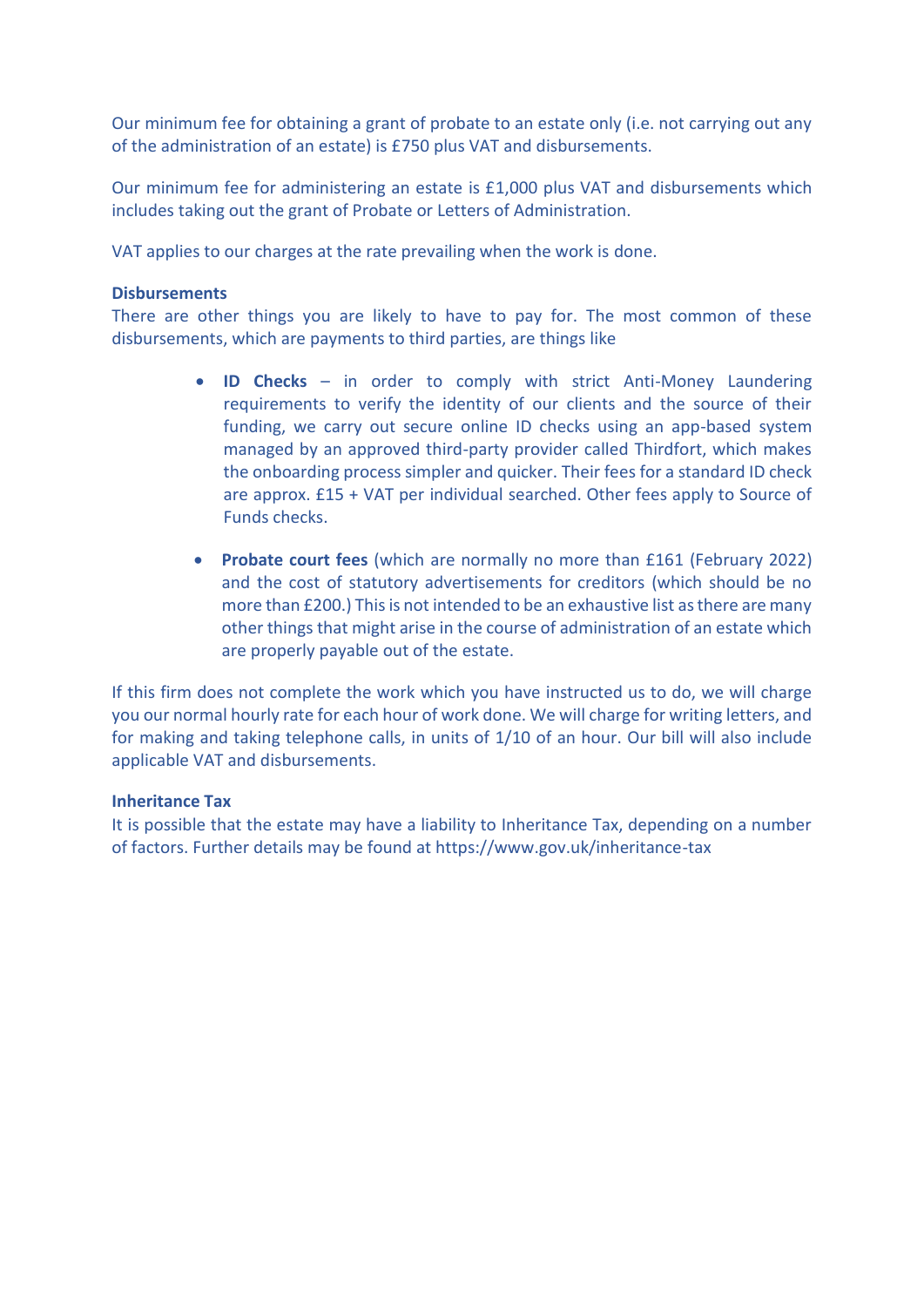Our minimum fee for obtaining a grant of probate to an estate only (i.e. not carrying out any of the administration of an estate) is £750 plus VAT and disbursements.

Our minimum fee for administering an estate is £1,000 plus VAT and disbursements which includes taking out the grant of Probate or Letters of Administration.

VAT applies to our charges at the rate prevailing when the work is done.

**Disbursements**

There are other things you are likely to have to pay for. The most common of these disbursements, which are payments to third parties, are things like

- **ID Checks** – in order to comply with strict Anti-Money Laundering requirements to verify the identity of our clients and the source of their funding, we carry out secure online ID checks using an app-based system managed by an approved third-party provider called Thirdfort, which makes the onboarding process simpler and quicker. Their fees for a standard ID check are approx. £15 + VAT per individual searched. Other fees apply to Source of Funds checks.

- **Probate court fees** (which are normally no more than £161 (February 2022) and the cost of statutory advertisements for creditors (which should be no more than £200.) This is not intended to be an exhaustive list as there are many other things that might arise in the course of administration of an estate which are properly payable out of the estate.

If this firm does not complete the work which you have instructed us to do, we will charge you our normal hourly rate for each hour of work done. We will charge for writing letters, and for making and taking telephone calls, in units of 1/10 of an hour. Our bill will also include applicable VAT and disbursements.

**Inheritance Tax**

It is possible that the estate may have a liability to Inheritance Tax, depending on a number of factors. Further details may be found at https://www.gov.uk/inheritance-tax